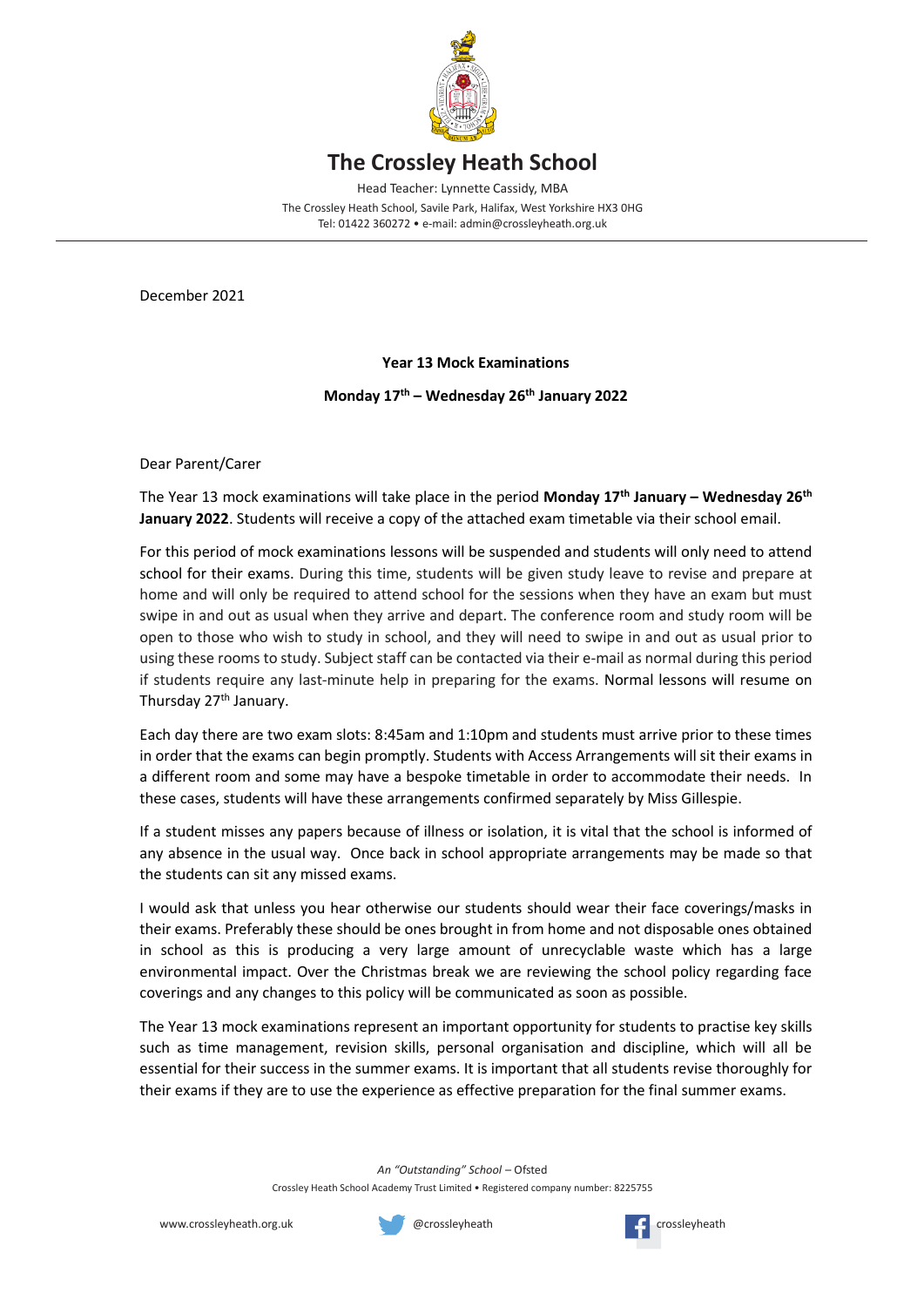# The Crossley Heath School

Head Teacher: Lynnette Cassidy, MBA

The Crossley Heath School, Savile Park, Halifax, West Yorkshire HX3 0HG

Tel: 01422 360272 • e-mail: admin@crossleyheath.org.uk

December 2021

**Year 13 Mock Examinations**

**Monday 17th – Wednesday 26th January 2022**

Dear Parent/Carer

The Year 13 mock examinations will take place in the period **Monday 17th January – Wednesday 26th January 2022**. Students will receive a copy of the attached exam timetable via their school email.

For this period of mock examinations lessons will be suspended and students will only need to attend school for their exams. During this time, students will be given study leave to revise and prepare at home and will only be required to attend school for the sessions when they have an exam but must swipe in and out as usual when they arrive and depart. The conference room and study room will be open to those who wish to study in school, and they will need to swipe in and out as usual prior to using these rooms to study. Subject staff can be contacted via their e-mail as normal during this period if students require any last-minute help in preparing for the exams. Normal lessons will resume on Thursday 27th January.

Each day there are two exam slots: 8:45am and 1:10pm and students must arrive prior to these times in order that the exams can begin promptly. Students with Access Arrangements will sit their exams in a different room and some may have a bespoke timetable in order to accommodate their needs. In these cases, students will have these arrangements confirmed separately by Miss Gillespie.

If a student misses any papers because of illness or isolation, it is vital that the school is informed of any absence in the usual way. Once back in school appropriate arrangements may be made so that the students can sit any missed exams.

I would ask that unless you hear otherwise our students should wear their face coverings/masks in their exams. Preferably these should be ones brought in from home and not disposable ones obtained in school as this is producing a very large amount of unrecyclable waste which has a large environmental impact. Over the Christmas break we are reviewing the school policy regarding face coverings and any changes to this policy will be communicated as soon as possible.

The Year 13 mock examinations represent an important opportunity for students to practise key skills such as time management, revision skills, personal organisation and discipline, which will all be essential for their success in the summer exams. It is important that all students revise thoroughly for their exams if they are to use the experience as effective preparation for the final summer exams.

*An "Outstanding" School* – Ofsted

Crossley Heath School Academy Trust Limited • Registered company number: 8225755

www.crossleyheath.org.uk @crossleyheath crossleyheath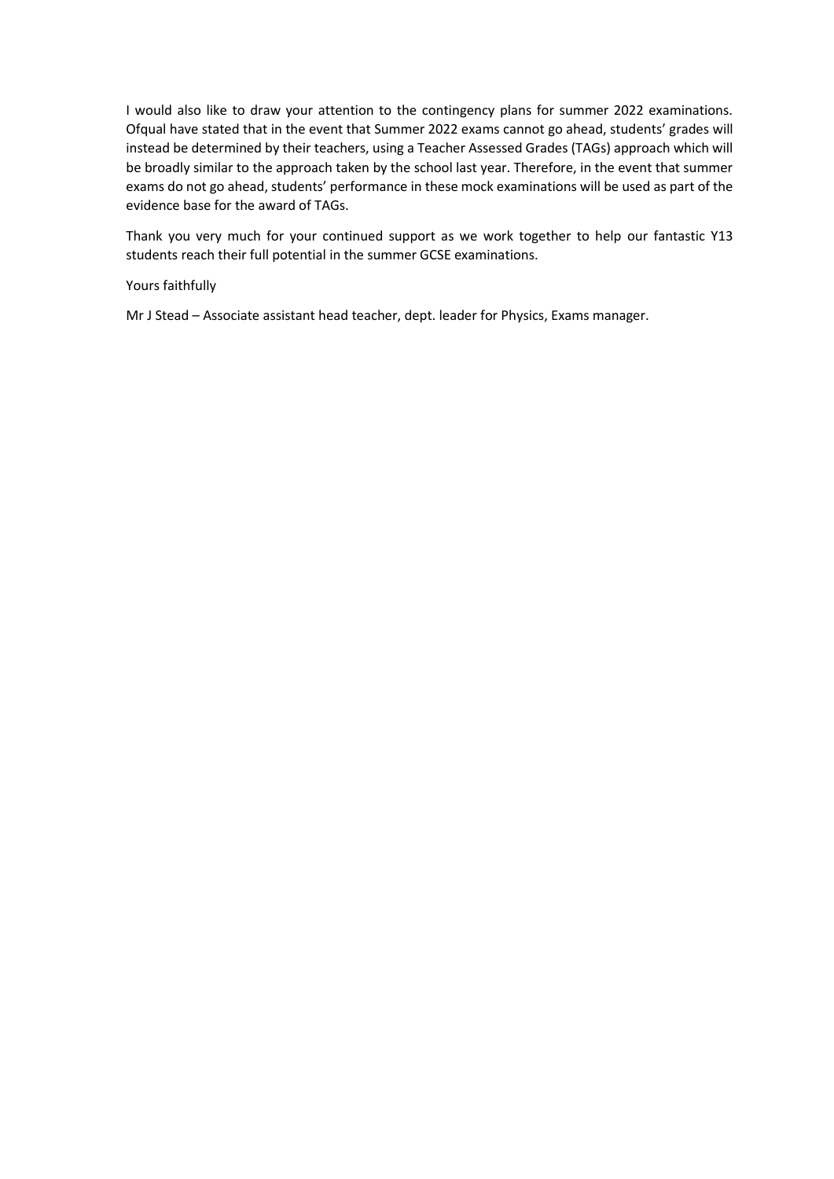I would also like to draw your attention to the contingency plans for summer 2022 examinations. Ofqual have stated that in the event that Summer 2022 exams cannot go ahead, students' grades will instead be determined by their teachers, using a Teacher Assessed Grades (TAGs) approach which will be broadly similar to the approach taken by the school last year. Therefore, in the event that summer exams do not go ahead, students' performance in these mock examinations will be used as part of the evidence base for the award of TAGs.

Thank you very much for your continued support as we work together to help our fantastic Y13 students reach their full potential in the summer GCSE examinations.

Yours faithfully

Mr J Stead – Associate assistant head teacher, dept. leader for Physics, Exams manager.